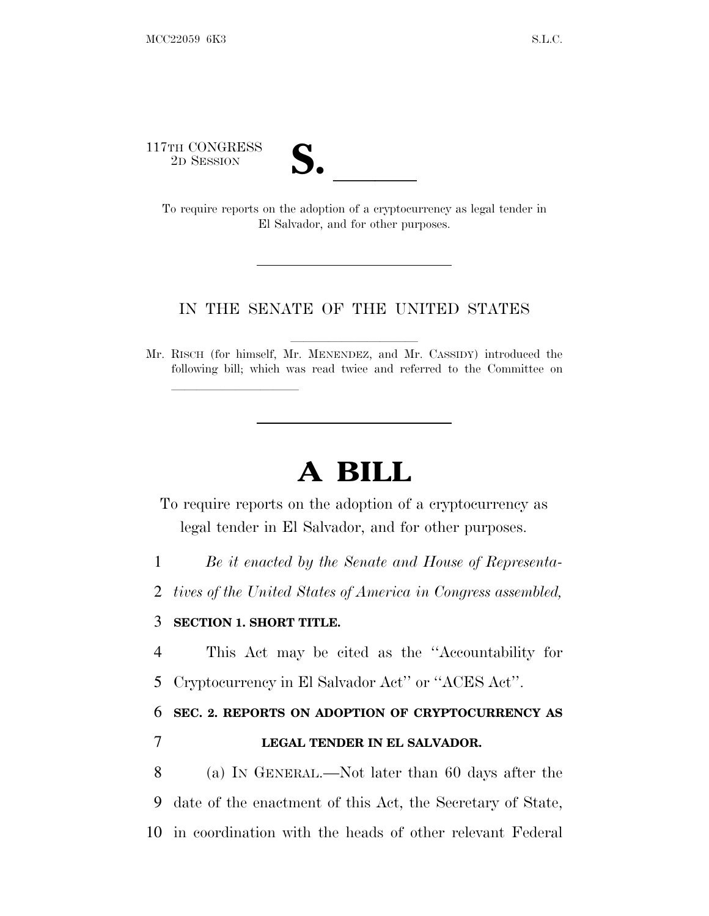117TH CONGRESS
2D SESSION

# S. ______

To require reports on the adoption of a cryptocurrency as legal tender in El Salvador, and for other purposes.

IN THE SENATE OF THE UNITED STATES

Mr. RISCH (for himself, Mr. MENENDEZ, and Mr. CASSIDY) introduced the following bill; which was read twice and referred to the Committee on ______

# A BILL

To require reports on the adoption of a cryptocurrency as legal tender in El Salvador, and for other purposes.

1 *Be it enacted by the Senate and House of Representa-*
2 *tives of the United States of America in Congress assembled,*

3 **SECTION 1. SHORT TITLE.**

4 This Act may be cited as the ''Accountability for
5 Cryptocurrency in El Salvador Act'' or ''ACES Act''.

6 **SEC. 2. REPORTS ON ADOPTION OF CRYPTOCURRENCY AS**
7 **LEGAL TENDER IN EL SALVADOR.**

8 (a) IN GENERAL.—Not later than 60 days after the
9 date of the enactment of this Act, the Secretary of State,
10 in coordination with the heads of other relevant Federal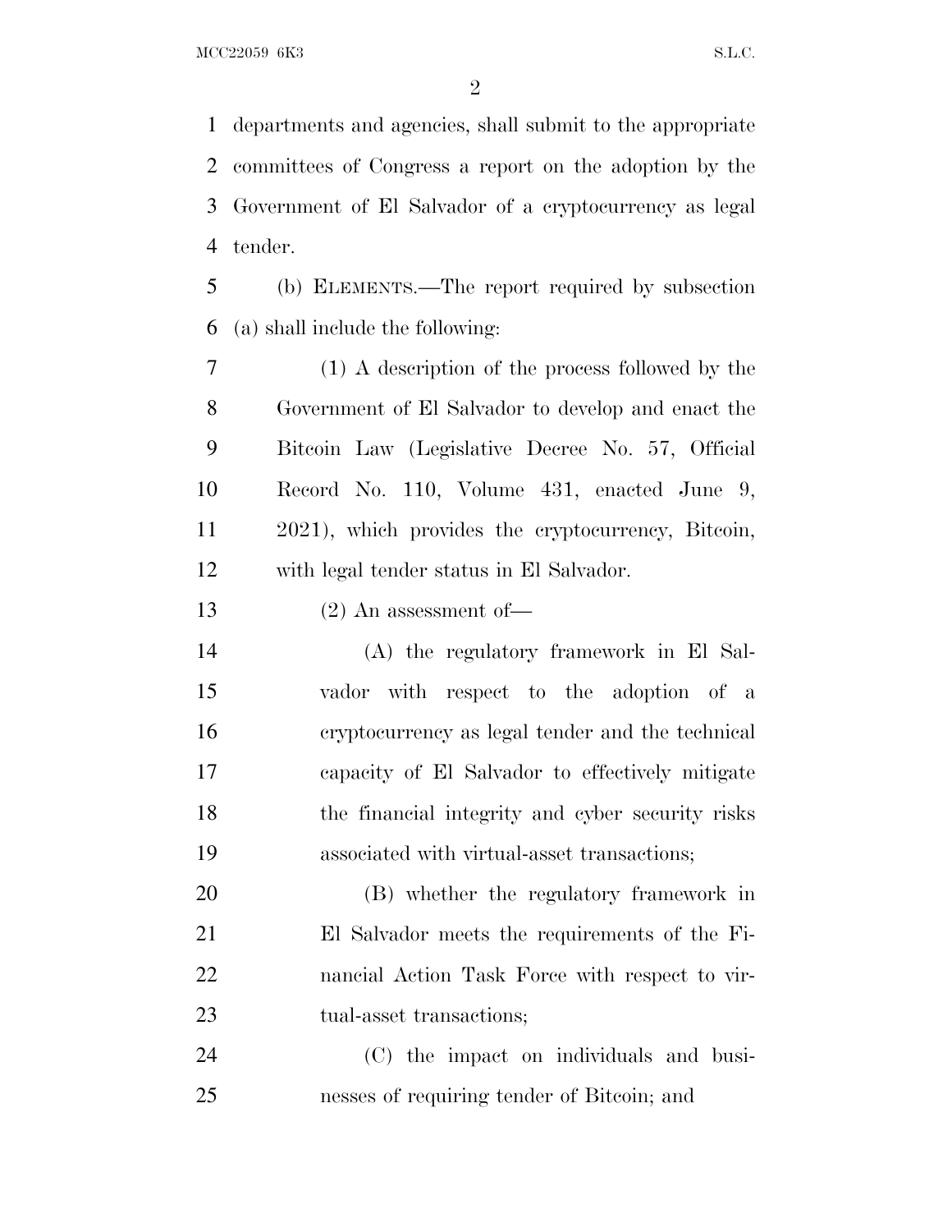departments and agencies, shall submit to the appropriate committees of Congress a report on the adoption by the Government of El Salvador of a cryptocurrency as legal tender.

(b) ELEMENTS.—The report required by subsection (a) shall include the following:

(1) A description of the process followed by the Government of El Salvador to develop and enact the Bitcoin Law (Legislative Decree No. 57, Official Record No. 110, Volume 431, enacted June 9, 2021), which provides the cryptocurrency, Bitcoin, with legal tender status in El Salvador.

(2) An assessment of—

(A) the regulatory framework in El Salvador with respect to the adoption of a cryptocurrency as legal tender and the technical capacity of El Salvador to effectively mitigate the financial integrity and cyber security risks associated with virtual-asset transactions;

(B) whether the regulatory framework in El Salvador meets the requirements of the Financial Action Task Force with respect to virtual-asset transactions;

(C) the impact on individuals and businesses of requiring tender of Bitcoin; and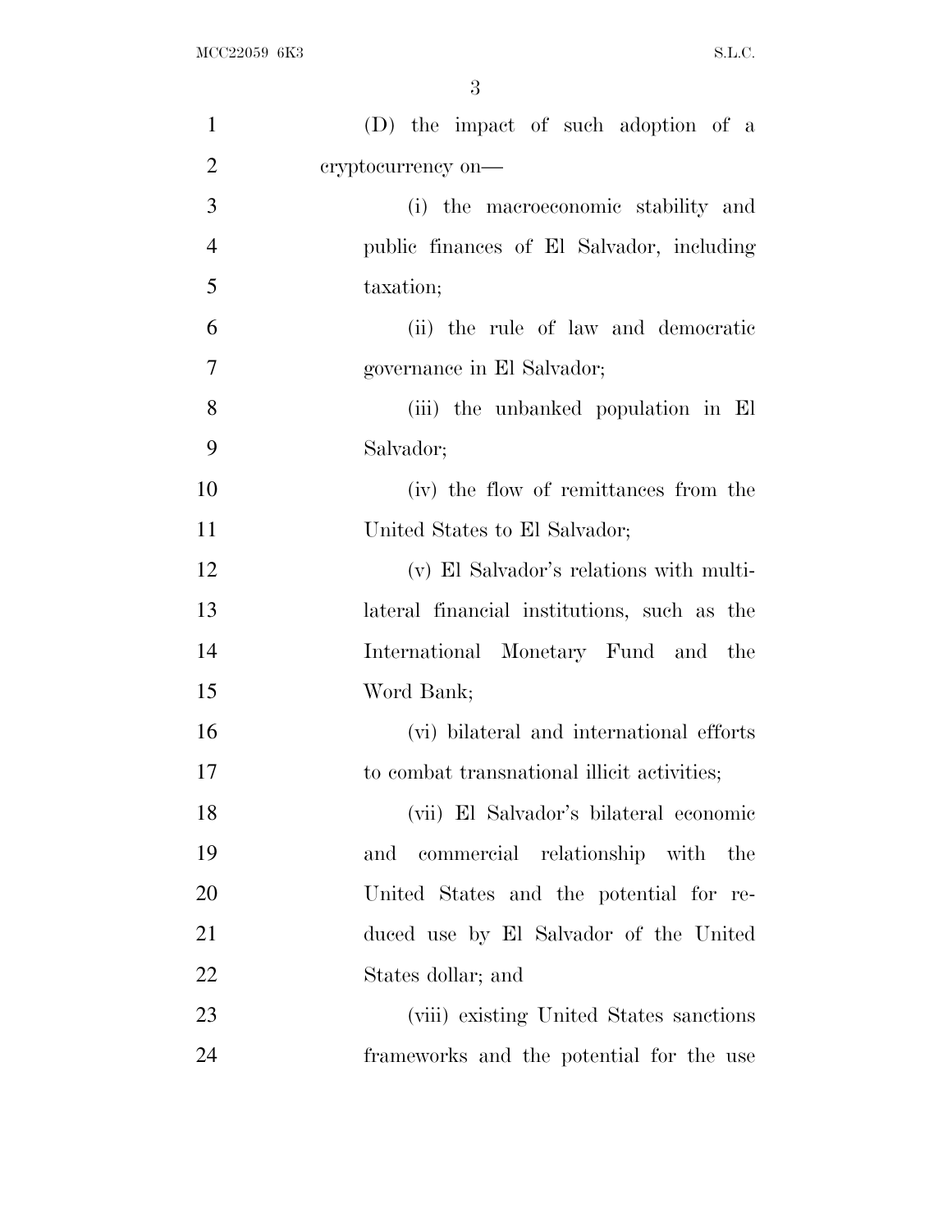(D) the impact of such adoption of a cryptocurrency on—

(i) the macroeconomic stability and public finances of El Salvador, including taxation;

(ii) the rule of law and democratic governance in El Salvador;

(iii) the unbanked population in El Salvador;

(iv) the flow of remittances from the United States to El Salvador;

(v) El Salvador's relations with multilateral financial institutions, such as the International Monetary Fund and the Word Bank;

(vi) bilateral and international efforts to combat transnational illicit activities;

(vii) El Salvador's bilateral economic and commercial relationship with the United States and the potential for reduced use by El Salvador of the United States dollar; and

(viii) existing United States sanctions frameworks and the potential for the use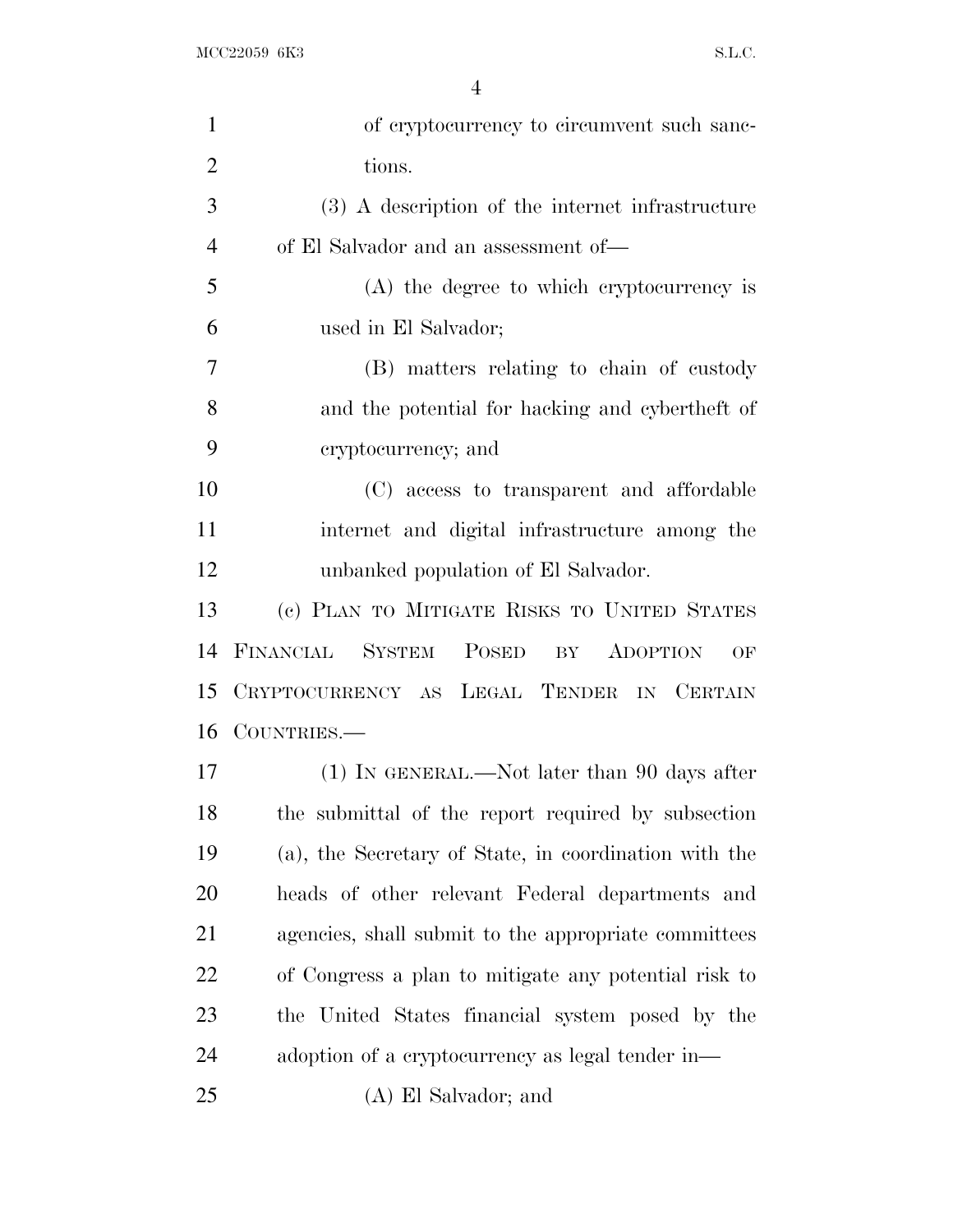of cryptocurrency to circumvent such sanctions.

(3) A description of the internet infrastructure of El Salvador and an assessment of—

(A) the degree to which cryptocurrency is used in El Salvador;

(B) matters relating to chain of custody and the potential for hacking and cybertheft of cryptocurrency; and

(C) access to transparent and affordable internet and digital infrastructure among the unbanked population of El Salvador.

(c) PLAN TO MITIGATE RISKS TO UNITED STATES FINANCIAL SYSTEM POSED BY ADOPTION OF CRYPTOCURRENCY AS LEGAL TENDER IN CERTAIN COUNTRIES.—

(1) IN GENERAL.—Not later than 90 days after the submittal of the report required by subsection (a), the Secretary of State, in coordination with the heads of other relevant Federal departments and agencies, shall submit to the appropriate committees of Congress a plan to mitigate any potential risk to the United States financial system posed by the adoption of a cryptocurrency as legal tender in—

(A) El Salvador; and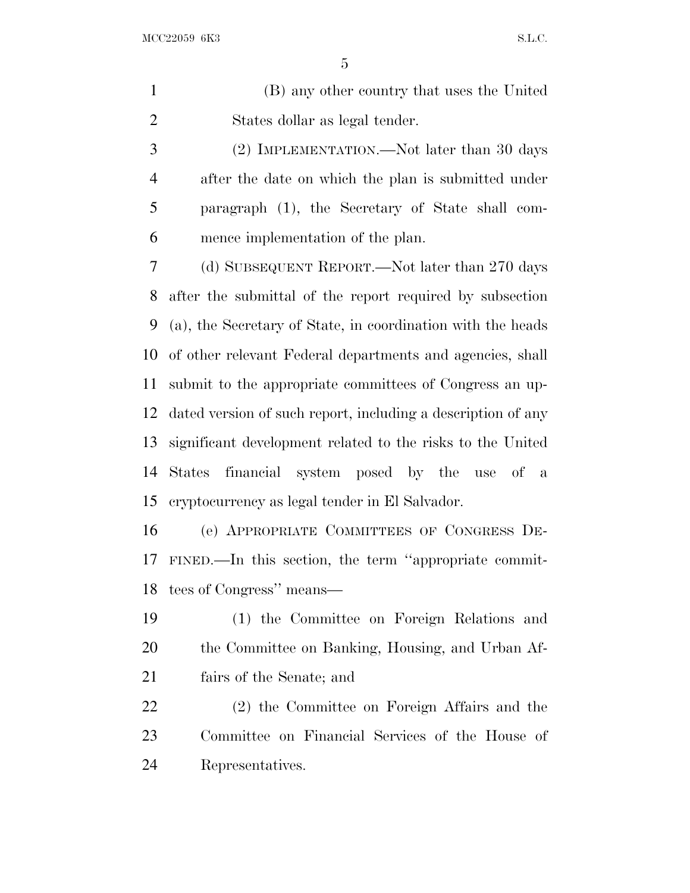(B) any other country that uses the United States dollar as legal tender.

(2) IMPLEMENTATION.—Not later than 30 days after the date on which the plan is submitted under paragraph (1), the Secretary of State shall commence implementation of the plan.

(d) SUBSEQUENT REPORT.—Not later than 270 days after the submittal of the report required by subsection (a), the Secretary of State, in coordination with the heads of other relevant Federal departments and agencies, shall submit to the appropriate committees of Congress an updated version of such report, including a description of any significant development related to the risks to the United States financial system posed by the use of a cryptocurrency as legal tender in El Salvador.

(e) APPROPRIATE COMMITTEES OF CONGRESS DEFINED.—In this section, the term ''appropriate committees of Congress'' means—

(1) the Committee on Foreign Relations and the Committee on Banking, Housing, and Urban Affairs of the Senate; and

(2) the Committee on Foreign Affairs and the Committee on Financial Services of the House of Representatives.